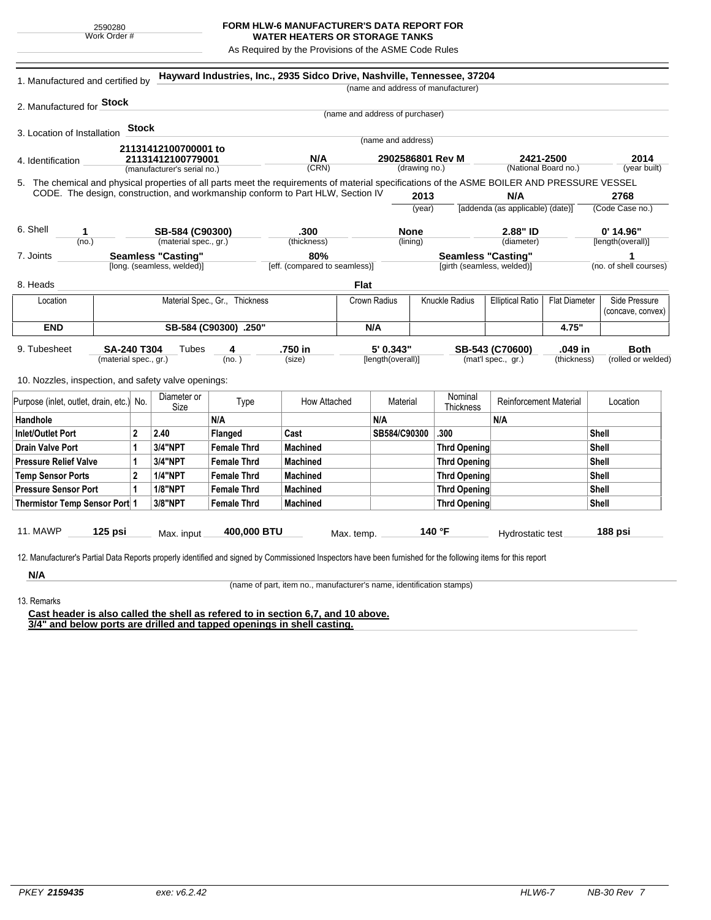2590280
Work Order #

# FORM HLW-6 MANUFACTURER'S DATA REPORT FOR WATER HEATERS OR STORAGE TANKS

As Required by the Provisions of the ASME Code Rules

1. Manufactured and certified by **Hayward Industries, Inc., 2935 Sidco Drive, Nashville, Tennessee, 37204**
(name and address of manufacturer)

2. Manufactured for **Stock**
(name and address of purchaser)

3. Location of Installation **Stock**
(name and address)

4. Identification

| **21131412100700001 to 21131412100779001** | **N/A** | **2902586801 Rev M** | **2421-2500** | **2014** |
|---|---|---|---|---|
| (manufacturer's serial no.) | (CRN) | (drawing no.) | (National Board no.) | (year built) |

5. The chemical and physical properties of all parts meet the requirements of material specifications of the ASME BOILER AND PRESSURE VESSEL CODE. The design, construction, and workmanship conform to Part HLW, Section IV

| **2013** | **N/A** | **2768** |
|---|---|---|
| (year) | [addenda (as applicable) (date)] | (Code Case no.) |

6. Shell

| **1** | **SB-584 (C90300)** | **.300** | **None** | **2.88" ID** | **0' 14.96"** |
|---|---|---|---|---|---|
| (no.) | (material spec., gr.) | (thickness) | (lining) | (diameter) | [length(overall)] |

7. Joints

| **Seamless "Casting"** | **80%** | **Seamless "Casting"** | **1** |
|---|---|---|---|
| [long. (seamless, welded)] | [eff. (compared to seamless)] | [girth (seamless, welded)] | (no. of shell courses) |

8. Heads **Flat**

| Location | Material Spec., Gr., Thickness | Crown Radius | Knuckle Radius | Elliptical Ratio | Flat Diameter | Side Pressure (concave, convex) |
|---|---|---|---|---|---|---|
| **END** | **SB-584 (C90300) .250"** | **N/A** | | | **4.75"** | |

9. Tubesheet

| **SA-240 T304** | Tubes **4** | **.750 in** | **5' 0.343"** | **SB-543 (C70600)** | **.049 in** | **Both** |
|---|---|---|---|---|---|---|
| (material spec., gr.) | (no.) | (size) | [length(overall)] | (mat'l spec., gr.) | (thickness) | (rolled or welded) |

10. Nozzles, inspection, and safety valve openings:

| Purpose (inlet, outlet, drain, etc.) | No. | Diameter or Size | Type | How Attached | Material | Nominal Thickness | Reinforcement Material | Location |
|---|---|---|---|---|---|---|---|---|
| **Handhole** | | | **N/A** | | **N/A** | | **N/A** | |
| **Inlet/Outlet Port** | **2** | **2.40** | **Flanged** | **Cast** | **SB584/C90300** | **.300** | | **Shell** |
| **Drain Valve Port** | **1** | **3/4"NPT** | **Female Thrd** | **Machined** | | **Thrd Opening** | | **Shell** |
| **Pressure Relief Valve** | **1** | **3/4"NPT** | **Female Thrd** | **Machined** | | **Thrd Opening** | | **Shell** |
| **Temp Sensor Ports** | **2** | **1/4"NPT** | **Female Thrd** | **Machined** | | **Thrd Opening** | | **Shell** |
| **Pressure Sensor Port** | **1** | **1/8"NPT** | **Female Thrd** | **Machined** | | **Thrd Opening** | | **Shell** |
| **Thermistor Temp Sensor Port** | **1** | **3/8"NPT** | **Female Thrd** | **Machined** | | **Thrd Opening** | | **Shell** |

11. MAWP **125 psi** Max. input **400,000 BTU** Max. temp. **140 °F** Hydrostatic test **188 psi**

12. Manufacturer's Partial Data Reports properly identified and signed by Commissioned Inspectors have been furnished for the following items for this report

**N/A**
(name of part, item no., manufacturer's name, identification stamps)

13. Remarks

**Cast header is also called the shell as refered to in section 6,7, and 10 above.**
**3/4" and below ports are drilled and tapped openings in shell casting.**

PKEY **2159435** exe: v6.2.42 HLW6-7 NB-30 Rev 7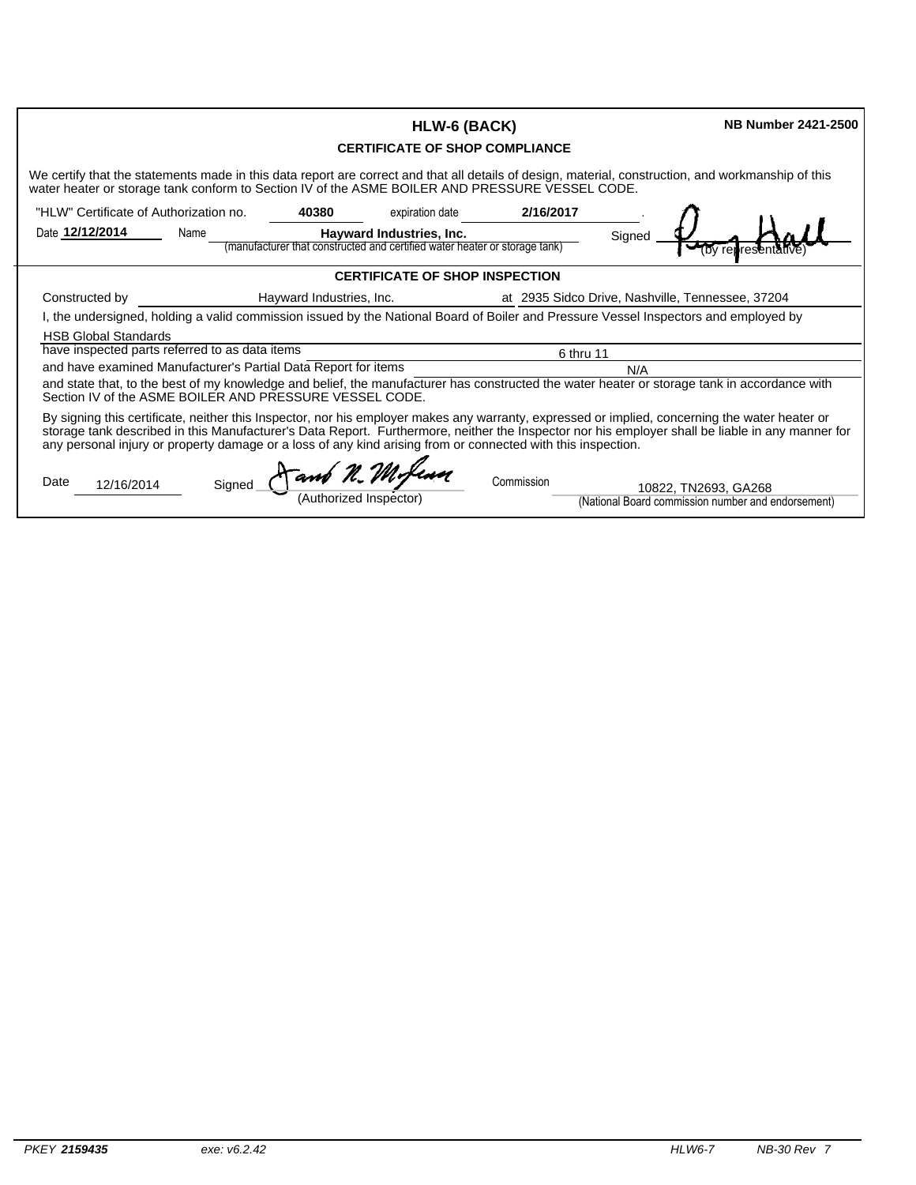## HLW-6 (BACK)

**NB Number 2421-2500**

### CERTIFICATE OF SHOP COMPLIANCE

We certify that the statements made in this data report are correct and that all details of design, material, construction, and workmanship of this water heater or storage tank conform to Section IV of the ASME BOILER AND PRESSURE VESSEL CODE.

"HLW" Certificate of Authorization no. **40380** expiration date **2/16/2017** .

Date **12/12/2014** Name **Hayward Industries, Inc.** (manufacturer that constructed and certified water heater or storage tank) Signed Perry Hall (by representative)

### CERTIFICATE OF SHOP INSPECTION

Constructed by Hayward Industries, Inc. at 2935 Sidco Drive, Nashville, Tennessee, 37204

I, the undersigned, holding a valid commission issued by the National Board of Boiler and Pressure Vessel Inspectors and employed by HSB Global Standards

have inspected parts referred to as data items 6 thru 11

and have examined Manufacturer's Partial Data Report for items N/A

and state that, to the best of my knowledge and belief, the manufacturer has constructed the water heater or storage tank in accordance with Section IV of the ASME BOILER AND PRESSURE VESSEL CODE.

By signing this certificate, neither this Inspector, nor his employer makes any warranty, expressed or implied, concerning the water heater or storage tank described in this Manufacturer's Data Report. Furthermore, neither the Inspector nor his employer shall be liable in any manner for any personal injury or property damage or a loss of any kind arising from or connected with this inspection.

Date 12/16/2014 Signed Jamb N. McJean (Authorized Inspector) Commission 10822, TN2693, GA268 (National Board commission number and endorsement)

*PKEY* ***2159435*** *exe: v6.2.42* *HLW6-7* *NB-30 Rev 7*